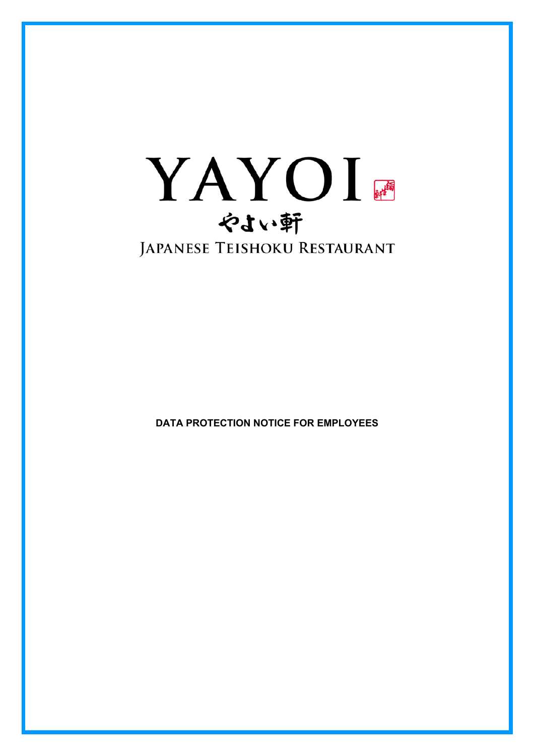# YAYOI

やよい軒

JAPANESE TEISHOKU RESTAURANT

**DATA PROTECTION NOTICE FOR EMPLOYEES**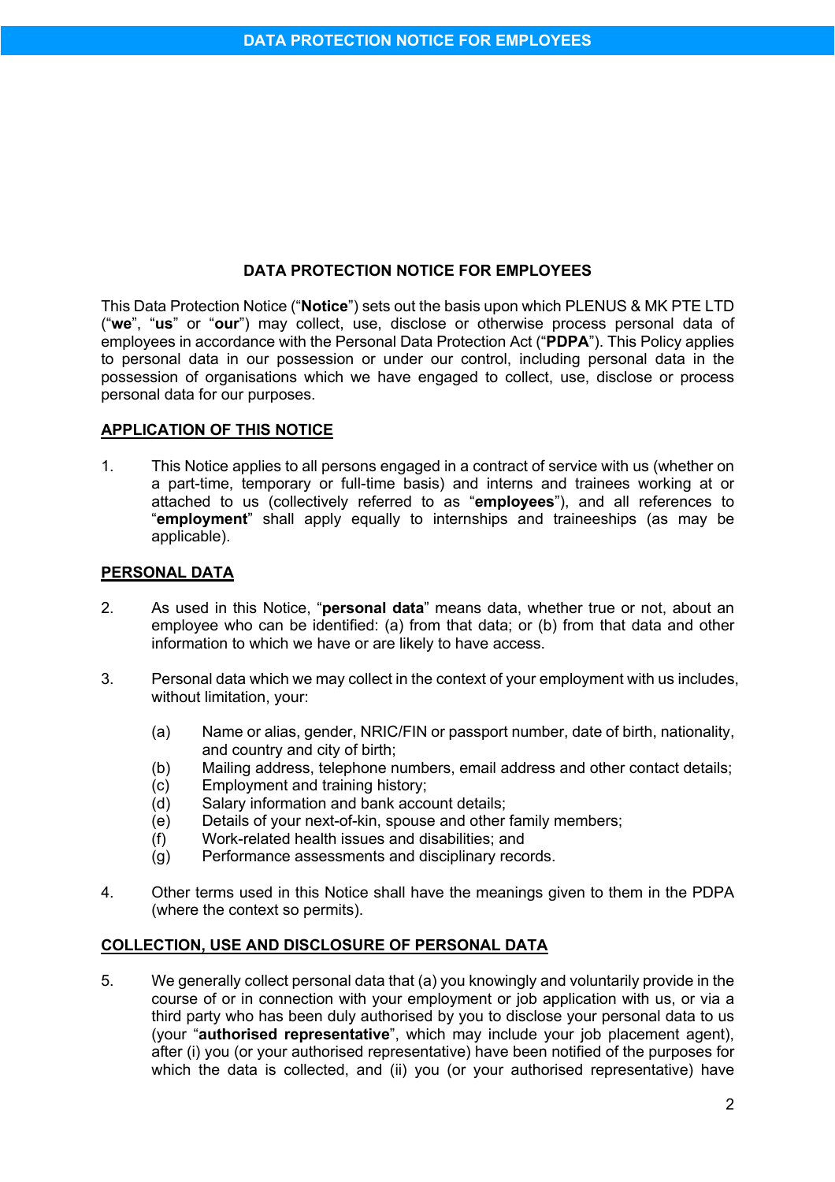# DATA PROTECTION NOTICE FOR EMPLOYEES

This Data Protection Notice ("**Notice**") sets out the basis upon which PLENUS & MK PTE LTD ("**we**", "**us**" or "**our**") may collect, use, disclose or otherwise process personal data of employees in accordance with the Personal Data Protection Act ("**PDPA**"). This Policy applies to personal data in our possession or under our control, including personal data in the possession of organisations which we have engaged to collect, use, disclose or process personal data for our purposes.

## APPLICATION OF THIS NOTICE

1. This Notice applies to all persons engaged in a contract of service with us (whether on a part-time, temporary or full-time basis) and interns and trainees working at or attached to us (collectively referred to as "**employees**"), and all references to "**employment**" shall apply equally to internships and traineeships (as may be applicable).

## PERSONAL DATA

2. As used in this Notice, "**personal data**" means data, whether true or not, about an employee who can be identified: (a) from that data; or (b) from that data and other information to which we have or are likely to have access.

3. Personal data which we may collect in the context of your employment with us includes, without limitation, your:

   (a) Name or alias, gender, NRIC/FIN or passport number, date of birth, nationality, and country and city of birth;
   (b) Mailing address, telephone numbers, email address and other contact details;
   (c) Employment and training history;
   (d) Salary information and bank account details;
   (e) Details of your next-of-kin, spouse and other family members;
   (f) Work-related health issues and disabilities; and
   (g) Performance assessments and disciplinary records.

4. Other terms used in this Notice shall have the meanings given to them in the PDPA (where the context so permits).

## COLLECTION, USE AND DISCLOSURE OF PERSONAL DATA

5. We generally collect personal data that (a) you knowingly and voluntarily provide in the course of or in connection with your employment or job application with us, or via a third party who has been duly authorised by you to disclose your personal data to us (your "**authorised representative**", which may include your job placement agent), after (i) you (or your authorised representative) have been notified of the purposes for which the data is collected, and (ii) you (or your authorised representative) have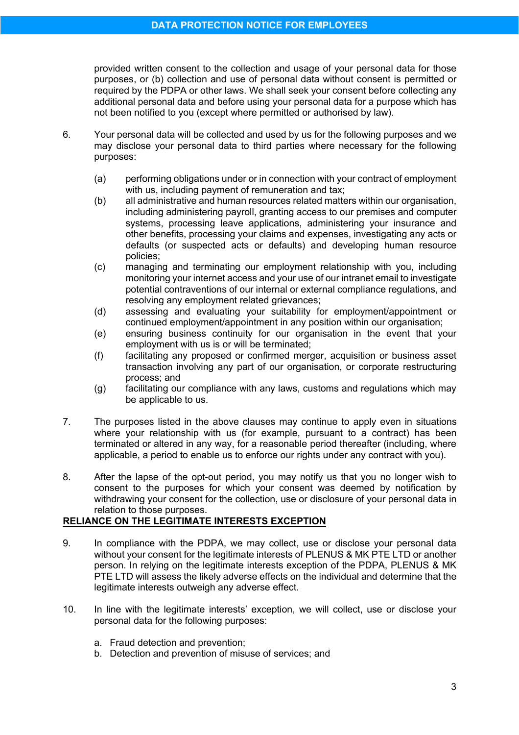provided written consent to the collection and usage of your personal data for those purposes, or (b) collection and use of personal data without consent is permitted or required by the PDPA or other laws. We shall seek your consent before collecting any additional personal data and before using your personal data for a purpose which has not been notified to you (except where permitted or authorised by law).

6. Your personal data will be collected and used by us for the following purposes and we may disclose your personal data to third parties where necessary for the following purposes:

   (a) performing obligations under or in connection with your contract of employment with us, including payment of remuneration and tax;
   (b) all administrative and human resources related matters within our organisation, including administering payroll, granting access to our premises and computer systems, processing leave applications, administering your insurance and other benefits, processing your claims and expenses, investigating any acts or defaults (or suspected acts or defaults) and developing human resource policies;
   (c) managing and terminating our employment relationship with you, including monitoring your internet access and your use of our intranet email to investigate potential contraventions of our internal or external compliance regulations, and resolving any employment related grievances;
   (d) assessing and evaluating your suitability for employment/appointment or continued employment/appointment in any position within our organisation;
   (e) ensuring business continuity for our organisation in the event that your employment with us is or will be terminated;
   (f) facilitating any proposed or confirmed merger, acquisition or business asset transaction involving any part of our organisation, or corporate restructuring process; and
   (g) facilitating our compliance with any laws, customs and regulations which may be applicable to us.

7. The purposes listed in the above clauses may continue to apply even in situations where your relationship with us (for example, pursuant to a contract) has been terminated or altered in any way, for a reasonable period thereafter (including, where applicable, a period to enable us to enforce our rights under any contract with you).

8. After the lapse of the opt-out period, you may notify us that you no longer wish to consent to the purposes for which your consent was deemed by notification by withdrawing your consent for the collection, use or disclosure of your personal data in relation to those purposes.

**RELIANCE ON THE LEGITIMATE INTERESTS EXCEPTION**

9. In compliance with the PDPA, we may collect, use or disclose your personal data without your consent for the legitimate interests of PLENUS & MK PTE LTD or another person. In relying on the legitimate interests exception of the PDPA, PLENUS & MK PTE LTD will assess the likely adverse effects on the individual and determine that the legitimate interests outweigh any adverse effect.

10. In line with the legitimate interests' exception, we will collect, use or disclose your personal data for the following purposes:

   a. Fraud detection and prevention;
   b. Detection and prevention of misuse of services; and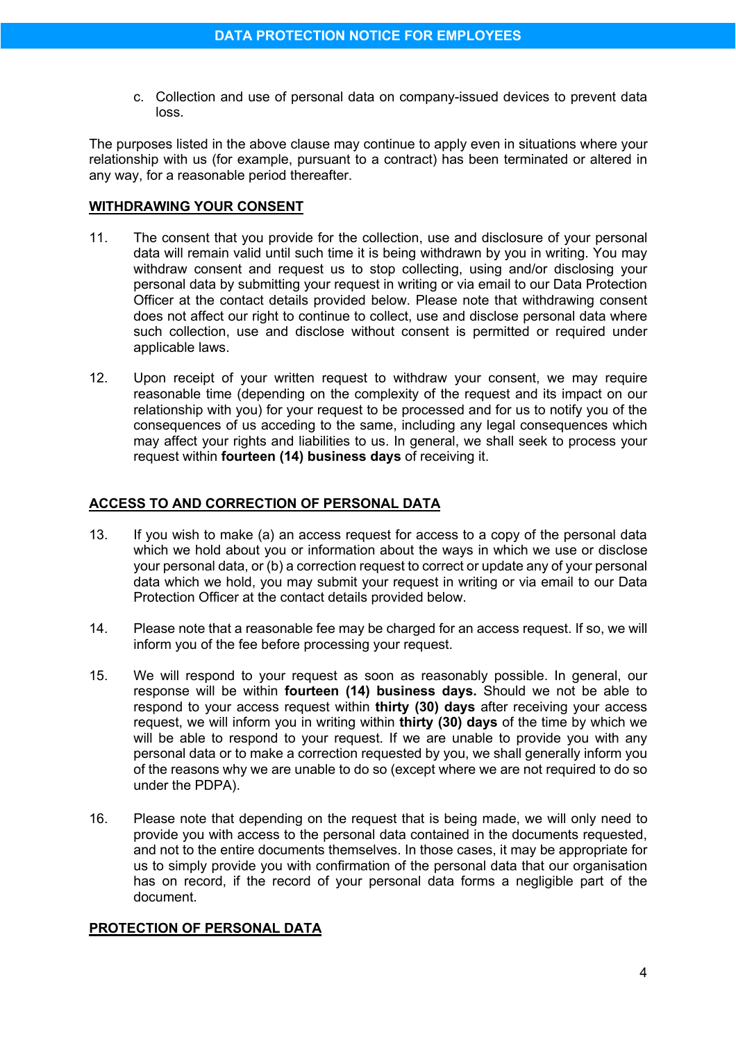c. Collection and use of personal data on company-issued devices to prevent data loss.

The purposes listed in the above clause may continue to apply even in situations where your relationship with us (for example, pursuant to a contract) has been terminated or altered in any way, for a reasonable period thereafter.

## WITHDRAWING YOUR CONSENT

11. The consent that you provide for the collection, use and disclosure of your personal data will remain valid until such time it is being withdrawn by you in writing. You may withdraw consent and request us to stop collecting, using and/or disclosing your personal data by submitting your request in writing or via email to our Data Protection Officer at the contact details provided below. Please note that withdrawing consent does not affect our right to continue to collect, use and disclose personal data where such collection, use and disclose without consent is permitted or required under applicable laws.

12. Upon receipt of your written request to withdraw your consent, we may require reasonable time (depending on the complexity of the request and its impact on our relationship with you) for your request to be processed and for us to notify you of the consequences of us acceding to the same, including any legal consequences which may affect your rights and liabilities to us. In general, we shall seek to process your request within **fourteen (14) business days** of receiving it.

## ACCESS TO AND CORRECTION OF PERSONAL DATA

13. If you wish to make (a) an access request for access to a copy of the personal data which we hold about you or information about the ways in which we use or disclose your personal data, or (b) a correction request to correct or update any of your personal data which we hold, you may submit your request in writing or via email to our Data Protection Officer at the contact details provided below.

14. Please note that a reasonable fee may be charged for an access request. If so, we will inform you of the fee before processing your request.

15. We will respond to your request as soon as reasonably possible. In general, our response will be within **fourteen (14) business days.** Should we not be able to respond to your access request within **thirty (30) days** after receiving your access request, we will inform you in writing within **thirty (30) days** of the time by which we will be able to respond to your request. If we are unable to provide you with any personal data or to make a correction requested by you, we shall generally inform you of the reasons why we are unable to do so (except where we are not required to do so under the PDPA).

16. Please note that depending on the request that is being made, we will only need to provide you with access to the personal data contained in the documents requested, and not to the entire documents themselves. In those cases, it may be appropriate for us to simply provide you with confirmation of the personal data that our organisation has on record, if the record of your personal data forms a negligible part of the document.

## PROTECTION OF PERSONAL DATA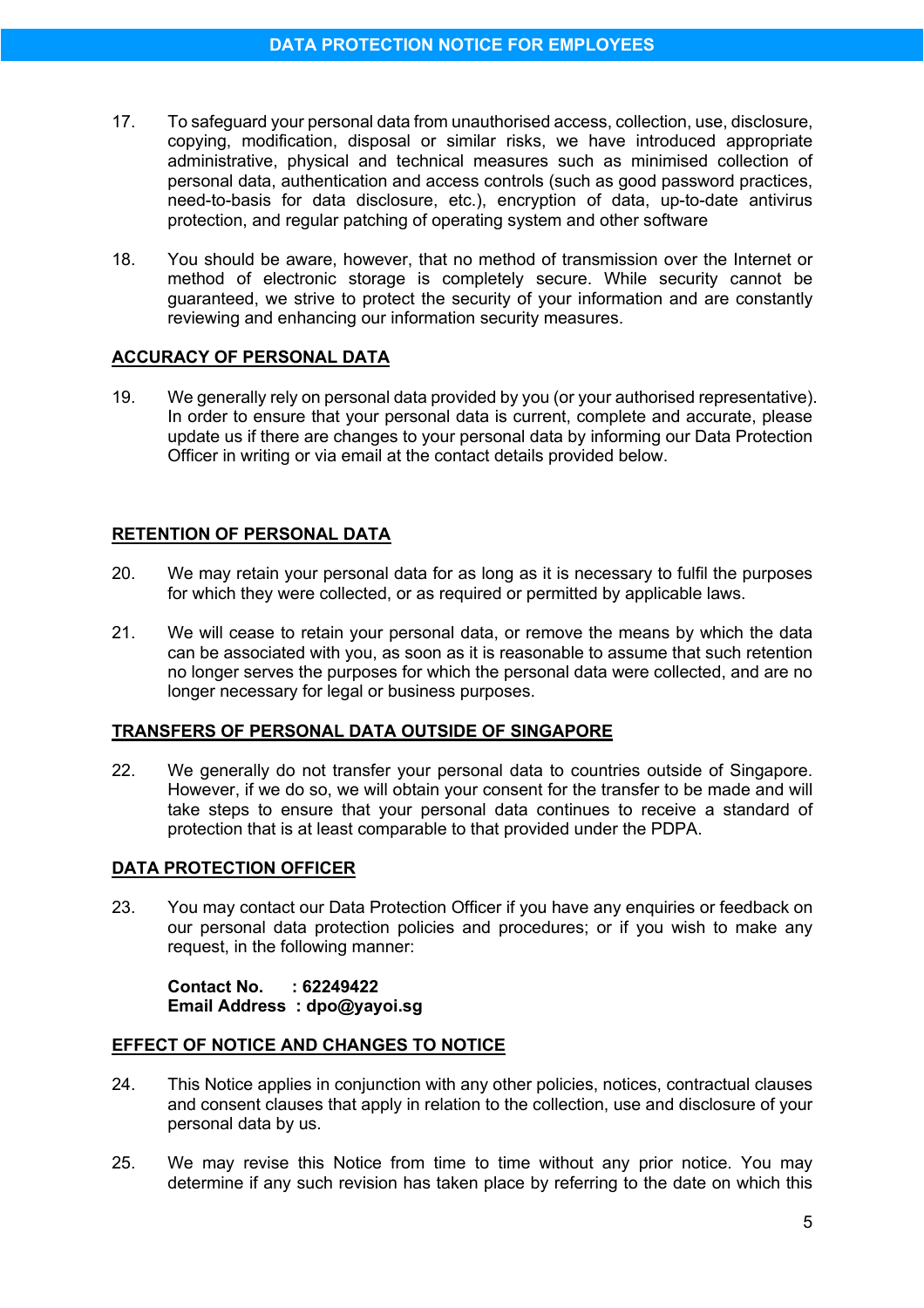17. To safeguard your personal data from unauthorised access, collection, use, disclosure, copying, modification, disposal or similar risks, we have introduced appropriate administrative, physical and technical measures such as minimised collection of personal data, authentication and access controls (such as good password practices, need-to-basis for data disclosure, etc.), encryption of data, up-to-date antivirus protection, and regular patching of operating system and other software

18. You should be aware, however, that no method of transmission over the Internet or method of electronic storage is completely secure. While security cannot be guaranteed, we strive to protect the security of your information and are constantly reviewing and enhancing our information security measures.

## ACCURACY OF PERSONAL DATA

19. We generally rely on personal data provided by you (or your authorised representative). In order to ensure that your personal data is current, complete and accurate, please update us if there are changes to your personal data by informing our Data Protection Officer in writing or via email at the contact details provided below.

## RETENTION OF PERSONAL DATA

20. We may retain your personal data for as long as it is necessary to fulfil the purposes for which they were collected, or as required or permitted by applicable laws.

21. We will cease to retain your personal data, or remove the means by which the data can be associated with you, as soon as it is reasonable to assume that such retention no longer serves the purposes for which the personal data were collected, and are no longer necessary for legal or business purposes.

## TRANSFERS OF PERSONAL DATA OUTSIDE OF SINGAPORE

22. We generally do not transfer your personal data to countries outside of Singapore. However, if we do so, we will obtain your consent for the transfer to be made and will take steps to ensure that your personal data continues to receive a standard of protection that is at least comparable to that provided under the PDPA.

## DATA PROTECTION OFFICER

23. You may contact our Data Protection Officer if you have any enquiries or feedback on our personal data protection policies and procedures; or if you wish to make any request, in the following manner:

    **Contact No. : 62249422**
    **Email Address : dpo@yayoi.sg**

## EFFECT OF NOTICE AND CHANGES TO NOTICE

24. This Notice applies in conjunction with any other policies, notices, contractual clauses and consent clauses that apply in relation to the collection, use and disclosure of your personal data by us.

25. We may revise this Notice from time to time without any prior notice. You may determine if any such revision has taken place by referring to the date on which this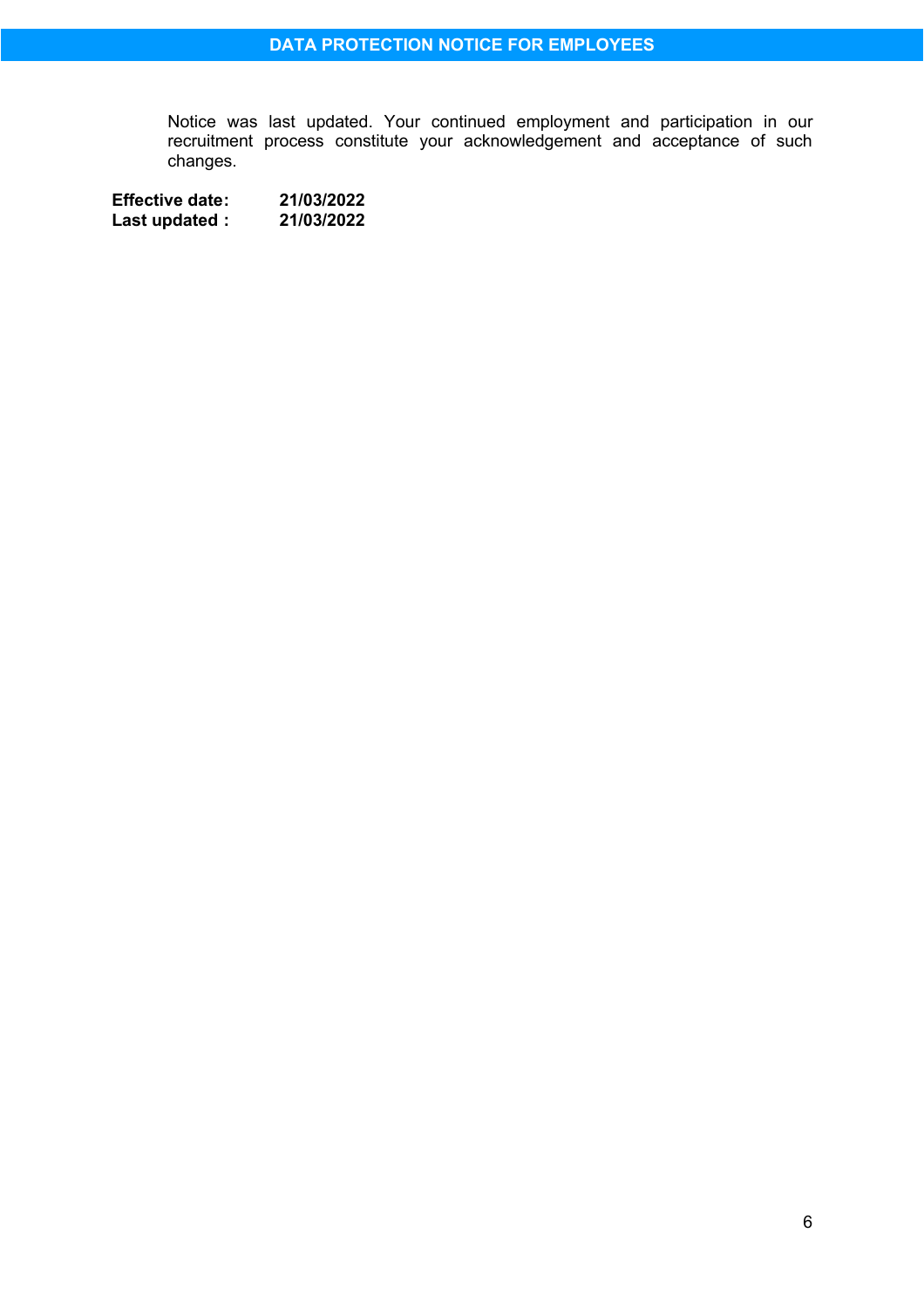Notice was last updated. Your continued employment and participation in our recruitment process constitute your acknowledgement and acceptance of such changes.

**Effective date:** **21/03/2022**
**Last updated :** **21/03/2022**